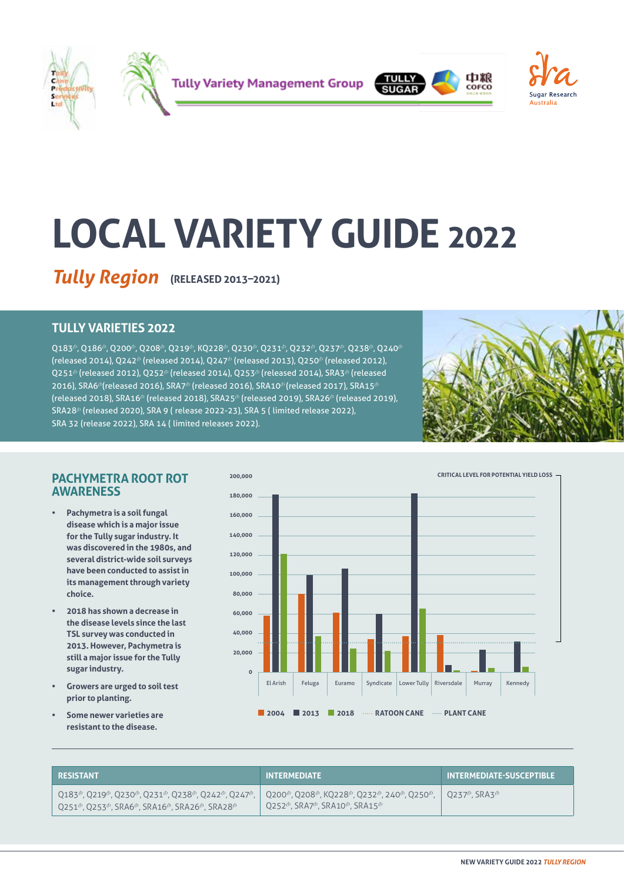Tully Variety Management Group

Sugar Research Australia

# LOCAL VARIETY GUIDE 2022

## *Tully Region* (RELEASED 2013–2021)

### TULLY VARIETIES 2022

Q183⁽ᵖ⁾, Q186⁽ᵖ⁾, Q200⁽ᵖ⁾, Q208⁽ᵖ⁾, Q219⁽ᵖ⁾, KQ228⁽ᵖ⁾, Q230⁽ᵖ⁾, Q231⁽ᵖ⁾, Q232⁽ᵖ⁾, Q237⁽ᵖ⁾, Q238⁽ᵖ⁾, Q240⁽ᵖ⁾ (released 2014), Q242⁽ᵖ⁾ (released 2014), Q247⁽ᵖ⁾ (released 2013), Q250⁽ᵖ⁾ (released 2012), Q251⁽ᵖ⁾ (released 2012), Q252⁽ᵖ⁾ (released 2014), Q253⁽ᵖ⁾ (released 2014), SRA3⁽ᵖ⁾ (released 2016), SRA6⁽ᵖ⁾(released 2016), SRA7⁽ᵖ⁾ (released 2016), SRA10⁽ᵖ⁾ (released 2017), SRA15⁽ᵖ⁾ (released 2018), SRA16⁽ᵖ⁾ (released 2018), SRA25⁽ᵖ⁾ (released 2019), SRA26⁽ᵖ⁾ (released 2019), SRA28⁽ᵖ⁾ (released 2020), SRA 9 ( release 2022-23), SRA 5 ( limited release 2022), SRA 32 (release 2022), SRA 14 ( limited releases 2022).

### PACHYMETRA ROOT ROT AWARENESS

- **Pachymetra is a soil fungal disease which is a major issue for the Tully sugar industry. It was discovered in the 1980s, and several district-wide soil surveys have been conducted to assist in its management through variety choice.**
- **2018 has shown a decrease in the disease levels since the last TSL survey was conducted in 2013. However, Pachymetra is still a major issue for the Tully sugar industry.**
- **Growers are urged to soil test prior to planting.**
- **Some newer varieties are resistant to the disease.**

CRITICAL LEVEL FOR POTENTIAL YIELD LOSS

| | 2004 | 2013 | 2018 |
|---|---|---|---|
| El Arish | ~58,000 | ~182,000 | ~121,000 |
| Feluga | ~80,000 | ~100,000 | ~37,000 |
| Euramo | ~61,000 | ~106,000 | ~24,000 |
| Syndicate | ~34,000 | ~60,000 | ~22,000 |
| Lower Tully | ~37,000 | ~183,000 | ~65,000 |
| Riversdale | ~38,000 | ~7,000 | ~2,000 |
| Murray | ~1,000 | ~23,000 | ~4,000 |
| Kennedy | — | ~31,000 | ~5,000 |

■ 2004 ■ 2013 ■ 2018 ····· RATOON CANE ····· PLANT CANE

| RESISTANT | INTERMEDIATE | INTERMEDIATE-SUSCEPTIBLE |
|---|---|---|
| Q183⁽ᵖ⁾, Q219⁽ᵖ⁾, Q230⁽ᵖ⁾, Q231⁽ᵖ⁾, Q238⁽ᵖ⁾, Q242⁽ᵖ⁾, Q247⁽ᵖ⁾, Q251⁽ᵖ⁾, Q253⁽ᵖ⁾, SRA6⁽ᵖ⁾, SRA16⁽ᵖ⁾, SRA26⁽ᵖ⁾, SRA28⁽ᵖ⁾ | Q200⁽ᵖ⁾, Q208⁽ᵖ⁾, KQ228⁽ᵖ⁾, Q232⁽ᵖ⁾, 240⁽ᵖ⁾, Q250⁽ᵖ⁾, Q252⁽ᵖ⁾, SRA7⁽ᵖ⁾, SRA10⁽ᵖ⁾, SRA15⁽ᵖ⁾ | Q237⁽ᵖ⁾, SRA3⁽ᵖ⁾ |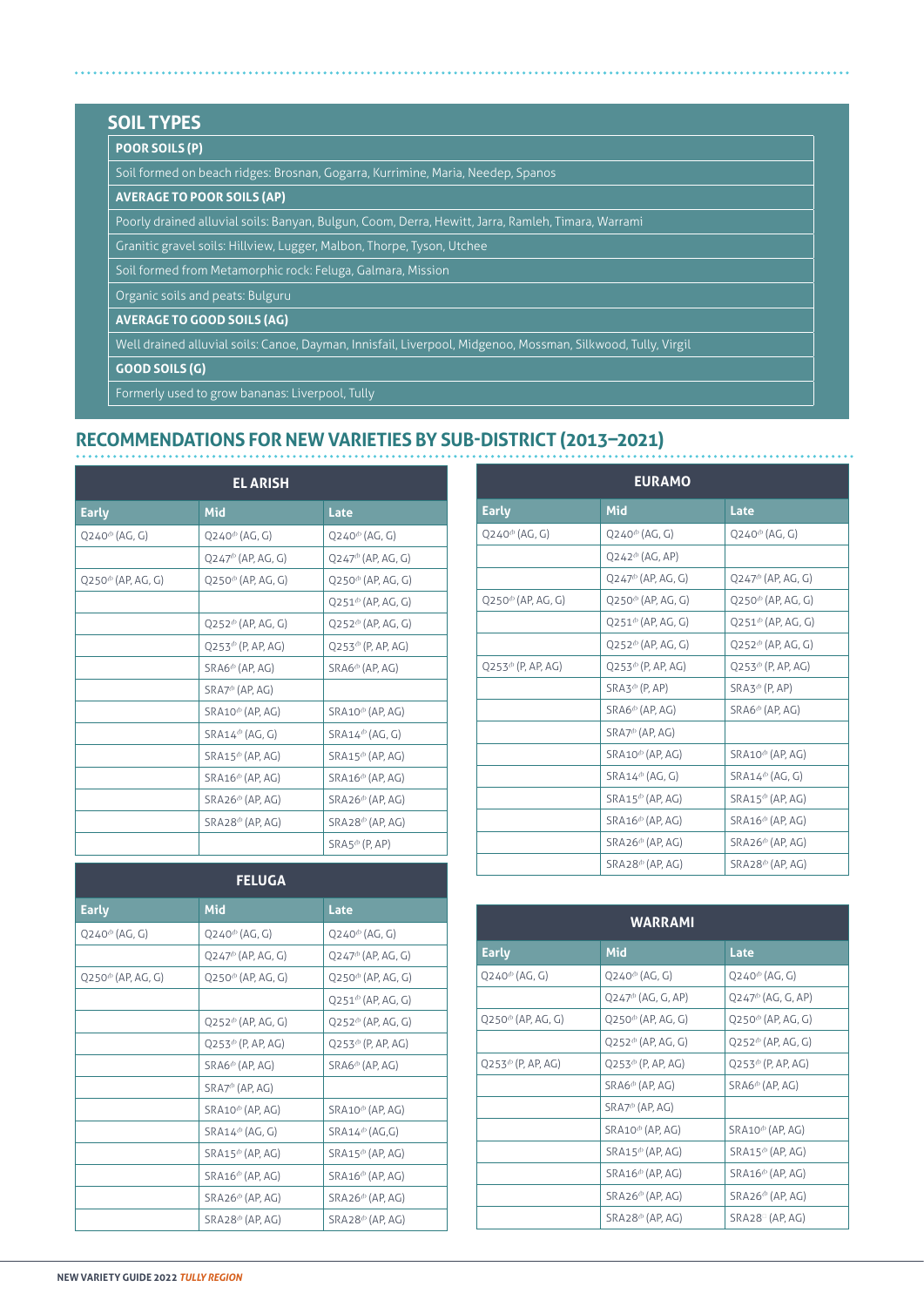## SOIL TYPES

| POOR SOILS (P) |
|---|
| Soil formed on beach ridges: Brosnan, Gogarra, Kurrimine, Maria, Needep, Spanos |
| **AVERAGE TO POOR SOILS (AP)** |
| Poorly drained alluvial soils: Banyan, Bulgun, Coom, Derra, Hewitt, Jarra, Ramleh, Timara, Warrami |
| Granitic gravel soils: Hillview, Lugger, Malbon, Thorpe, Tyson, Utchee |
| Soil formed from Metamorphic rock: Feluga, Galmara, Mission |
| Organic soils and peats: Bulguru |
| **AVERAGE TO GOOD SOILS (AG)** |
| Well drained alluvial soils: Canoe, Dayman, Innisfail, Liverpool, Midgenoo, Mossman, Silkwood, Tully, Virgil |
| **GOOD SOILS (G)** |
| Formerly used to grow bananas: Liverpool, Tully |

## RECOMMENDATIONS FOR NEW VARIETIES BY SUB-DISTRICT (2013–2021)

### EL ARISH

| Early | Mid | Late |
|---|---|---|
| Q240ᵈ (AG, G) | Q240ᵈ (AG, G) | Q240ᵈ (AG, G) |
| | Q247ᵈ (AP, AG, G) | Q247ᵈ (AP, AG, G) |
| Q250ᵈ (AP, AG, G) | Q250ᵈ (AP, AG, G) | Q250ᵈ (AP, AG, G) |
| | | Q251ᵈ (AP, AG, G) |
| | Q252ᵈ (AP, AG, G) | Q252ᵈ (AP, AG, G) |
| | Q253ᵈ (P, AP, AG) | Q253ᵈ (P, AP, AG) |
| | SRA6ᵈ (AP, AG) | SRA6ᵈ (AP, AG) |
| | SRA7ᵈ (AP, AG) | |
| | SRA10ᵈ (AP, AG) | SRA10ᵈ (AP, AG) |
| | SRA14ᵈ (AG, G) | SRA14ᵈ (AG, G) |
| | SRA15ᵈ (AP, AG) | SRA15ᵈ (AP, AG) |
| | SRA16ᵈ (AP, AG) | SRA16ᵈ (AP, AG) |
| | SRA26ᵈ (AP, AG) | SRA26ᵈ (AP, AG) |
| | SRA28ᵈ (AP, AG) | SRA28ᵈ (AP, AG) |
| | | SRA5ᵈ (P, AP) |

### FELUGA

| Early | Mid | Late |
|---|---|---|
| Q240ᵈ (AG, G) | Q240ᵈ (AG, G) | Q240ᵈ (AG, G) |
| | Q247ᵈ (AP, AG, G) | Q247ᵈ (AP, AG, G) |
| Q250ᵈ (AP, AG, G) | Q250ᵈ (AP, AG, G) | Q250ᵈ (AP, AG, G) |
| | | Q251ᵈ (AP, AG, G) |
| | Q252ᵈ (AP, AG, G) | Q252ᵈ (AP, AG, G) |
| | Q253ᵈ (P, AP, AG) | Q253ᵈ (P, AP, AG) |
| | SRA6ᵈ (AP, AG) | SRA6ᵈ (AP, AG) |
| | SRA7ᵈ (AP, AG) | |
| | SRA10ᵈ (AP, AG) | SRA10ᵈ (AP, AG) |
| | SRA14ᵈ (AG, G) | SRA14ᵈ (AG,G) |
| | SRA15ᵈ (AP, AG) | SRA15ᵈ (AP, AG) |
| | SRA16ᵈ (AP, AG) | SRA16ᵈ (AP, AG) |
| | SRA26ᵈ (AP, AG) | SRA26ᵈ (AP, AG) |
| | SRA28ᵈ (AP, AG) | SRA28ᵈ (AP, AG) |

### EURAMO

| Early | Mid | Late |
|---|---|---|
| Q240ᵈ (AG, G) | Q240ᵈ (AG, G) | Q240ᵈ (AG, G) |
| | Q242ᵈ (AG, AP) | |
| | Q247ᵈ (AP, AG, G) | Q247ᵈ (AP, AG, G) |
| Q250ᵈ (AP, AG, G) | Q250ᵈ (AP, AG, G) | Q250ᵈ (AP, AG, G) |
| | Q251ᵈ (AP, AG, G) | Q251ᵈ (AP, AG, G) |
| | Q252ᵈ (AP, AG, G) | Q252ᵈ (AP, AG, G) |
| Q253ᵈ (P, AP, AG) | Q253ᵈ (P, AP, AG) | Q253ᵈ (P, AP, AG) |
| | SRA3ᵈ (P, AP) | SRA3ᵈ (P, AP) |
| | SRA6ᵈ (AP, AG) | SRA6ᵈ (AP, AG) |
| | SRA7ᵈ (AP, AG) | |
| | SRA10ᵈ (AP, AG) | SRA10ᵈ (AP, AG) |
| | SRA14ᵈ (AG, G) | SRA14ᵈ (AG, G) |
| | SRA15ᵈ (AP, AG) | SRA15ᵈ (AP, AG) |
| | SRA16ᵈ (AP, AG) | SRA16ᵈ (AP, AG) |
| | SRA26ᵈ (AP, AG) | SRA26ᵈ (AP, AG) |
| | SRA28ᵈ (AP, AG) | SRA28ᵈ (AP, AG) |

### WARRAMI

| Early | Mid | Late |
|---|---|---|
| Q240ᵈ (AG, G) | Q240ᵈ (AG, G) | Q240ᵈ (AG, G) |
| | Q247ᵈ (AG, G, AP) | Q247ᵈ (AG, G, AP) |
| Q250ᵈ (AP, AG, G) | Q250ᵈ (AP, AG, G) | Q250ᵈ (AP, AG, G) |
| | Q252ᵈ (AP, AG, G) | Q252ᵈ (AP, AG, G) |
| Q253ᵈ (P, AP, AG) | Q253ᵈ (P, AP, AG) | Q253ᵈ (P, AP, AG) |
| | SRA6ᵈ (AP, AG) | SRA6ᵈ (AP, AG) |
| | SRA7ᵈ (AP, AG) | |
| | SRA10ᵈ (AP, AG) | SRA10ᵈ (AP, AG) |
| | SRA15ᵈ (AP, AG) | SRA15ᵈ (AP, AG) |
| | SRA16ᵈ (AP, AG) | SRA16ᵈ (AP, AG) |
| | SRA26ᵈ (AP, AG) | SRA26ᵈ (AP, AG) |
| | SRA28ᵈ (AP, AG) | SRA28 (AP, AG) |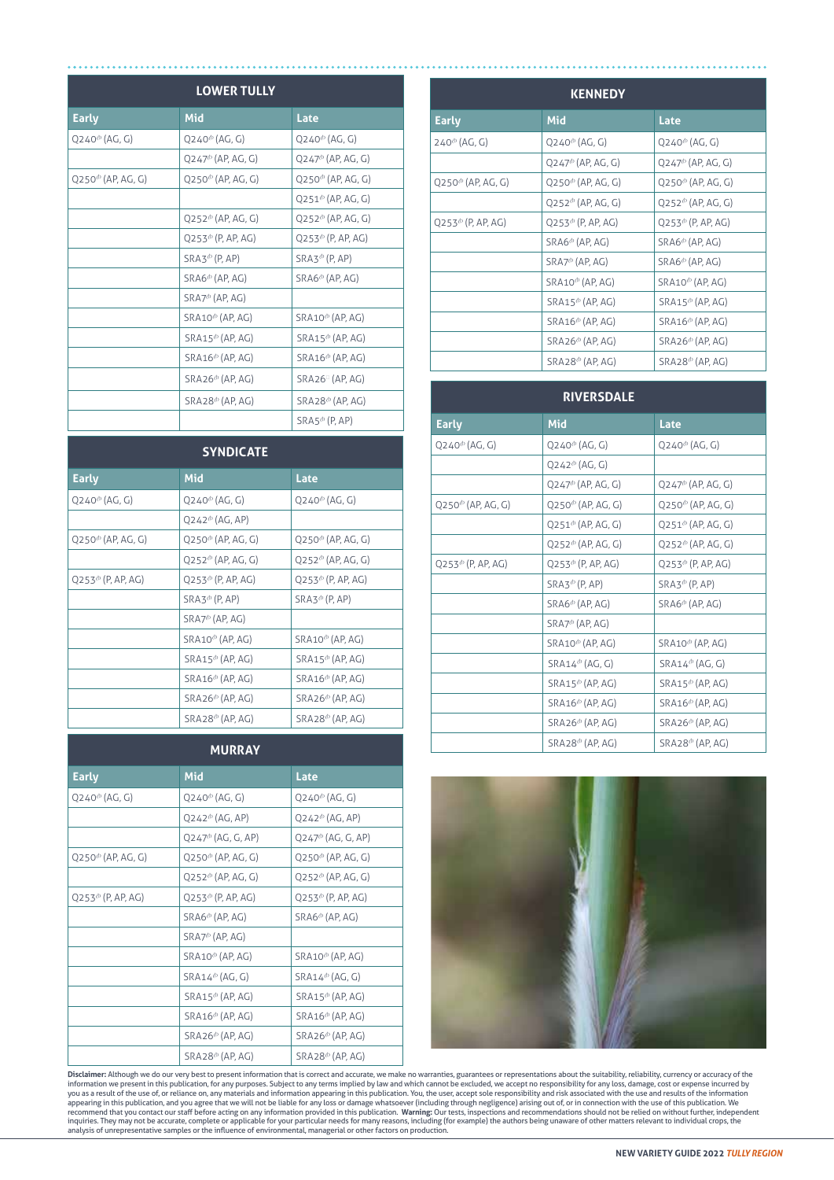## LOWER TULLY

| Early | Mid | Late |
|---|---|---|
| Q240⊕ (AG, G) | Q240⊕ (AG, G) | Q240⊕ (AG, G) |
| | Q247⊕ (AP, AG, G) | Q247⊕ (AP, AG, G) |
| Q250⊕ (AP, AG, G) | Q250⊕ (AP, AG, G) | Q250⊕ (AP, AG, G) |
| | | Q251⊕ (AP, AG, G) |
| | Q252⊕ (AP, AG, G) | Q252⊕ (AP, AG, G) |
| | Q253⊕ (P, AP, AG) | Q253⊕ (P, AP, AG) |
| | SRA3⊕ (P, AP) | SRA3⊕ (P, AP) |
| | SRA6⊕ (AP, AG) | SRA6⊕ (AP, AG) |
| | SRA7⊕ (AP, AG) | |
| | SRA10⊕ (AP, AG) | SRA10⊕ (AP, AG) |
| | SRA15⊕ (AP, AG) | SRA15⊕ (AP, AG) |
| | SRA16⊕ (AP, AG) | SRA16⊕ (AP, AG) |
| | SRA26⊕ (AP, AG) | SRA26⊕ (AP, AG) |
| | SRA28⊕ (AP, AG) | SRA28⊕ (AP, AG) |
| | | SRA5⊕ (P, AP) |

## SYNDICATE

| Early | Mid | Late |
|---|---|---|
| Q240⊕ (AG, G) | Q240⊕ (AG, G) | Q240⊕ (AG, G) |
| | Q242⊕ (AG, AP) | |
| Q250⊕ (AP, AG, G) | Q250⊕ (AP, AG, G) | Q250⊕ (AP, AG, G) |
| | Q252⊕ (AP, AG, G) | Q252⊕ (AP, AG, G) |
| Q253⊕ (P, AP, AG) | Q253⊕ (P, AP, AG) | Q253⊕ (P, AP, AG) |
| | SRA3⊕ (P, AP) | SRA3⊕ (P, AP) |
| | SRA7⊕ (AP, AG) | |
| | SRA10⊕ (AP, AG) | SRA10⊕ (AP, AG) |
| | SRA15⊕ (AP, AG) | SRA15⊕ (AP, AG) |
| | SRA16⊕ (AP, AG) | SRA16⊕ (AP, AG) |
| | SRA26⊕ (AP, AG) | SRA26⊕ (AP, AG) |
| | SRA28⊕ (AP, AG) | SRA28⊕ (AP, AG) |

## MURRAY

| Early | Mid | Late |
|---|---|---|
| Q240⊕ (AG, G) | Q240⊕ (AG, G) | Q240⊕ (AG, G) |
| | Q242⊕ (AG, AP) | Q242⊕ (AG, AP) |
| | Q247⊕ (AG, G, AP) | Q247⊕ (AG, G, AP) |
| Q250⊕ (AP, AG, G) | Q250⊕ (AP, AG, G) | Q250⊕ (AP, AG, G) |
| | Q252⊕ (AP, AG, G) | Q252⊕ (AP, AG, G) |
| Q253⊕ (P, AP, AG) | Q253⊕ (P, AP, AG) | Q253⊕ (P, AP, AG) |
| | SRA6⊕ (AP, AG) | SRA6⊕ (AP, AG) |
| | SRA7⊕ (AP, AG) | |
| | SRA10⊕ (AP, AG) | SRA10⊕ (AP, AG) |
| | SRA14⊕ (AG, G) | SRA14⊕ (AG, G) |
| | SRA15⊕ (AP, AG) | SRA15⊕ (AP, AG) |
| | SRA16⊕ (AP, AG) | SRA16⊕ (AP, AG) |
| | SRA26⊕ (AP, AG) | SRA26⊕ (AP, AG) |
| | SRA28⊕ (AP, AG) | SRA28⊕ (AP, AG) |

## KENNEDY

| Early | Mid | Late |
|---|---|---|
| 240⊕ (AG, G) | Q240⊕ (AG, G) | Q240⊕ (AG, G) |
| | Q247⊕ (AP, AG, G) | Q247⊕ (AP, AG, G) |
| Q250⊕ (AP, AG, G) | Q250⊕ (AP, AG, G) | Q250⊕ (AP, AG, G) |
| | Q252⊕ (AP, AG, G) | Q252⊕ (AP, AG, G) |
| Q253⊕ (P, AP, AG) | Q253⊕ (P, AP, AG) | Q253⊕ (P, AP, AG) |
| | SRA6⊕ (AP, AG) | SRA6⊕ (AP, AG) |
| | SRA7⊕ (AP, AG) | SRA6⊕ (AP, AG) |
| | SRA10⊕ (AP, AG) | SRA10⊕ (AP, AG) |
| | SRA15⊕ (AP, AG) | SRA15⊕ (AP, AG) |
| | SRA16⊕ (AP, AG) | SRA16⊕ (AP, AG) |
| | SRA26⊕ (AP, AG) | SRA26⊕ (AP, AG) |
| | SRA28⊕ (AP, AG) | SRA28⊕ (AP, AG) |

## RIVERSDALE

| Early | Mid | Late |
|---|---|---|
| Q240⊕ (AG, G) | Q240⊕ (AG, G) | Q240⊕ (AG, G) |
| | Q242⊕ (AG, G) | |
| | Q247⊕ (AP, AG, G) | Q247⊕ (AP, AG, G) |
| Q250⊕ (AP, AG, G) | Q250⊕ (AP, AG, G) | Q250⊕ (AP, AG, G) |
| | Q251⊕ (AP, AG, G) | Q251⊕ (AP, AG, G) |
| | Q252⊕ (AP, AG, G) | Q252⊕ (AP, AG, G) |
| Q253⊕ (P, AP, AG) | Q253⊕ (P, AP, AG) | Q253⊕ (P, AP, AG) |
| | SRA3⊕ (P, AP) | SRA3⊕ (P, AP) |
| | SRA6⊕ (AP, AG) | SRA6⊕ (AP, AG) |
| | SRA7⊕ (AP, AG) | |
| | SRA10⊕ (AP, AG) | SRA10⊕ (AP, AG) |
| | SRA14⊕ (AG, G) | SRA14⊕ (AG, G) |
| | SRA15⊕ (AP, AG) | SRA15⊕ (AP, AG) |
| | SRA16⊕ (AP, AG) | SRA16⊕ (AP, AG) |
| | SRA26⊕ (AP, AG) | SRA26⊕ (AP, AG) |
| | SRA28⊕ (AP, AG) | SRA28⊕ (AP, AG) |

**Disclaimer:** Although we do our very best to present information that is correct and accurate, we make no warranties, guarantees or representations about the suitability, reliability, currency or accuracy of the information we present in this publication, for any purposes. Subject to any terms implied by law and which cannot be excluded, we accept no responsibility for any loss, damage, cost or expense incurred by you as a result of the use of, or reliance on, any materials and information appearing in this publication. You, the user, accept sole responsibility and risk associated with the use and results of the information appearing in this publication, and you agree that we will not be liable for any loss or damage whatsoever (including through negligence) arising out of, or in connection with the use of this publication. We recommend that you contact our staff before acting on any information provided in this publication. **Warning:** Our tests, inspections and recommendations should not be relied on without further, independent inquiries. They may not be accurate, complete or applicable for your particular needs for many reasons, including (for example) the authors being unaware of other matters relevant to individual crops, the analysis of unrepresentative samples or the influence of environmental, managerial or other factors on production.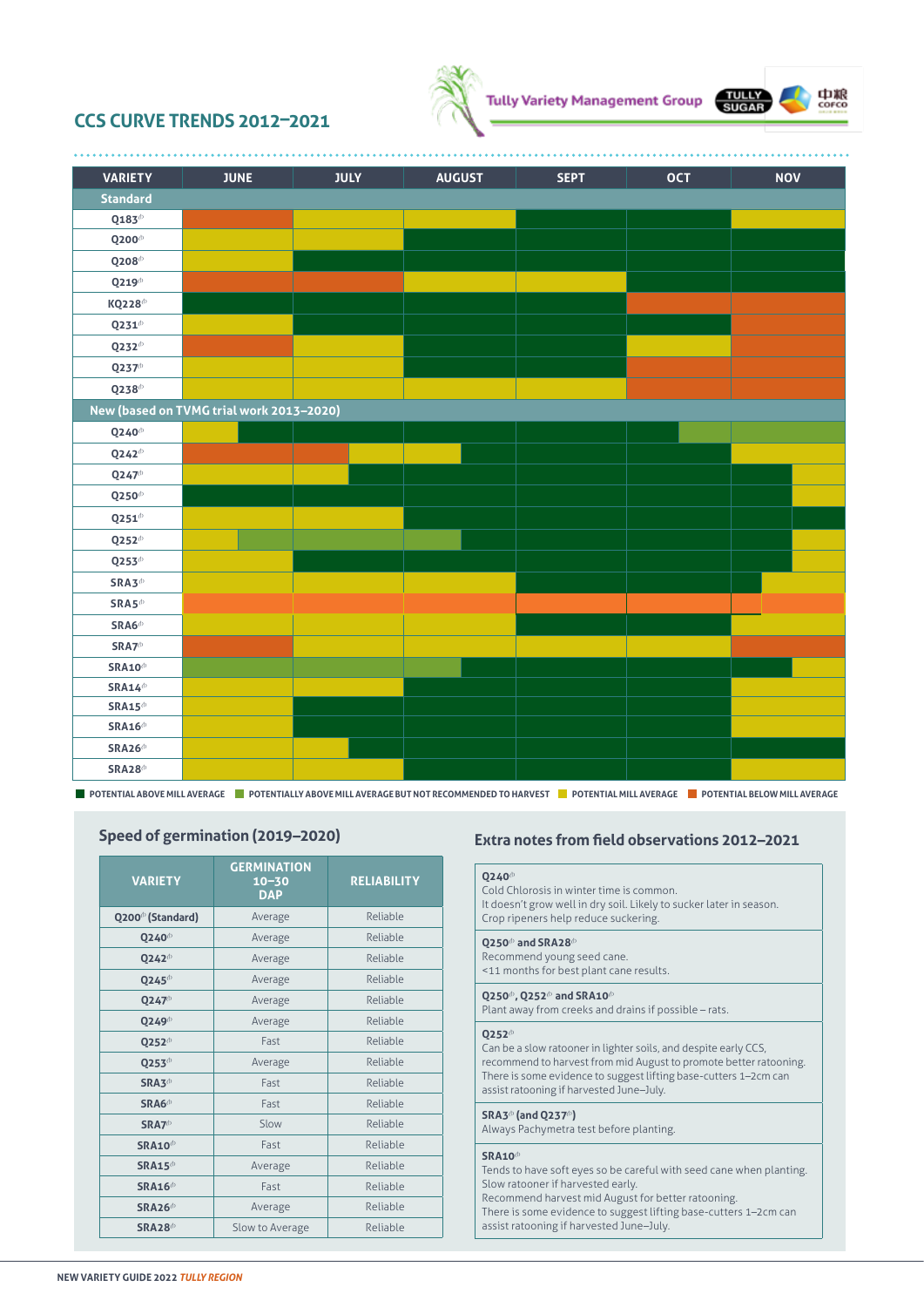## CCS CURVE TRENDS 2012–2021

Tully Variety Management Group

VARIETY | JUNE | JULY | AUGUST | SEPT | OCT | NOV

Standard

Q183
Q200
Q208
Q219
KQ228
Q231
Q232
Q237
Q238

New (based on TVMG trial work 2013–2020)

Q240
Q242
Q247
Q250
Q251
Q252
Q253
SRA3
SRA5
SRA6
SRA7
SRA10
SRA14
SRA15
SRA16
SRA26
SRA28

POTENTIALLY ABOVE MILL AVERAGE
POTENTIALLY ABOVE MILL AVERAGE BUT NOT RECOMMENDED TO HARVEST
POTENTIAL MILL AVERAGE
POTENTIAL BELOW MILL AVERAGE

### Speed of germination (2019–2020)

| VARIETY | GERMINATION 10–30 DAP | RELIABILITY |
|---|---|---|
| Q200 (Standard) | Average | Reliable |
| Q240 | Average | Reliable |
| Q242 | Average | Reliable |
| Q245 | Average | Reliable |
| Q247 | Average | Reliable |
| Q249 | Average | Reliable |
| Q252 | Fast | Reliable |
| Q253 | Average | Reliable |
| SRA3 | Fast | Reliable |
| SRA6 | Fast | Reliable |
| SRA7 | Slow | Reliable |
| SRA10 | Fast | Reliable |
| SRA15 | Average | Reliable |
| SRA16 | Fast | Reliable |
| SRA26 | Average | Reliable |
| SRA28 | Slow to Average | Reliable |

### Extra notes from field observations 2012–2021

**Q240**
Cold Chlorosis in winter time is common.
It doesn't grow well in dry soil. Likely to sucker later in season.
Crop ripeners help reduce suckering.

**Q250 and SRA28**
Recommend young seed cane.
<11 months for best plant cane results.

**Q250, Q252 and SRA10**
Plant away from creeks and drains if possible – rats.

**Q252**
Can be a slow ratooner in lighter soils, and despite early CCS, recommend to harvest from mid August to promote better ratooning.
There is some evidence to suggest lifting base-cutters 1–2cm can assist ratooning if harvested June–July.

**SRA3 (and Q237)**
Always Pachymetra test before planting.

**SRA10**
Tends to have soft eyes so be careful with seed cane when planting.
Slow ratooner if harvested early.
Recommend harvest mid August for better ratooning.
There is some evidence to suggest lifting base-cutters 1–2cm can assist ratooning if harvested June–July.